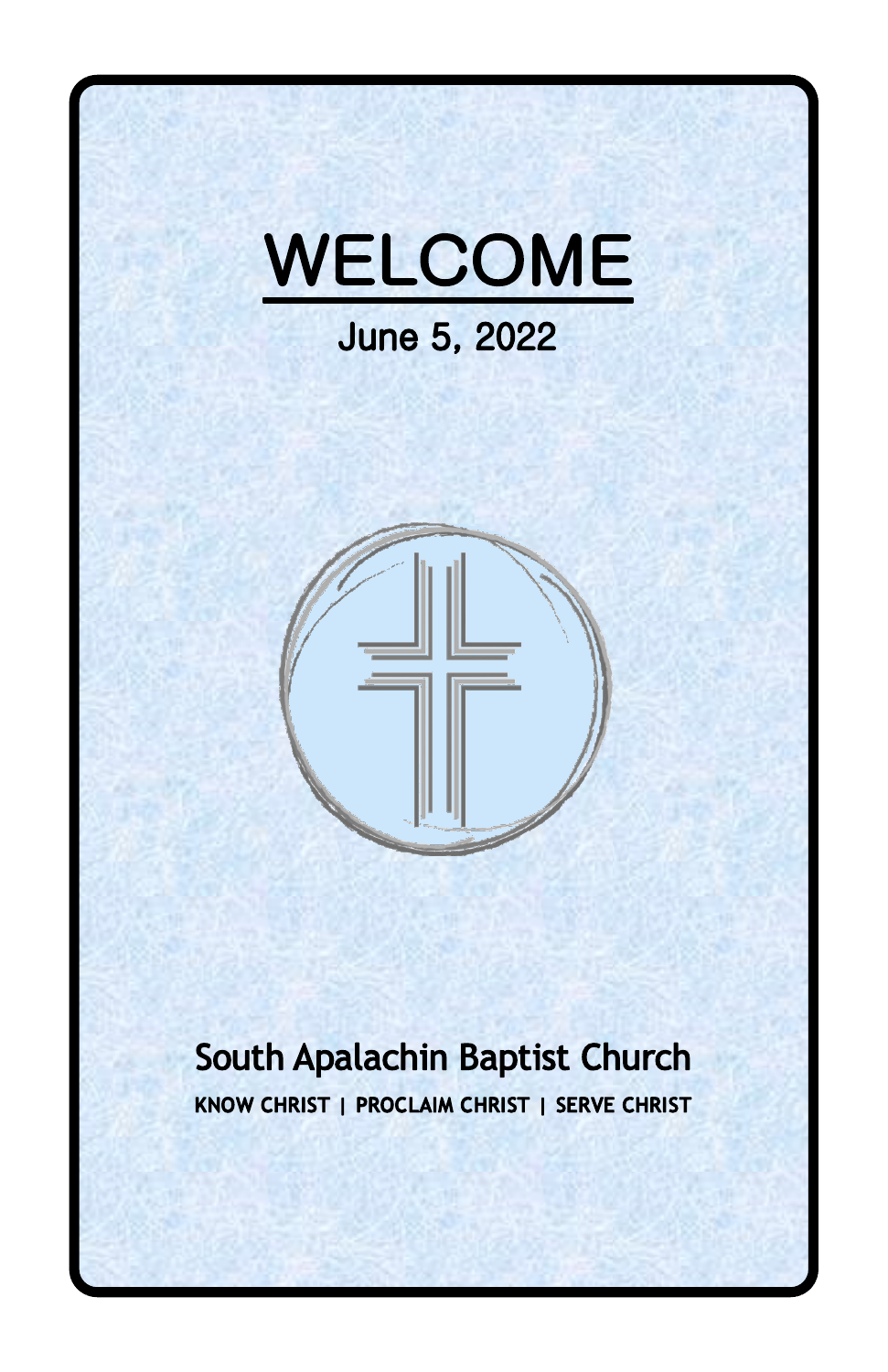# WELCOME

June 5, 2022

## South Apalachin Baptist Church

**KNOW CHRIST | PROCLAIM CHRIST | SERVE CHRIST**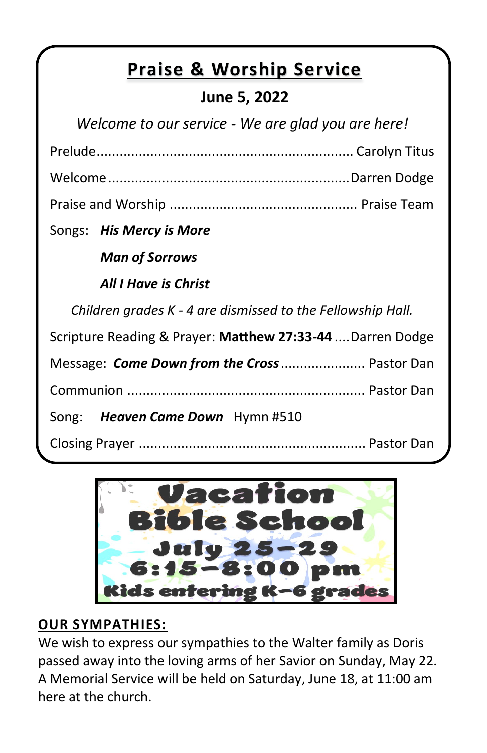# Praise & Worship Service

**June 5, 2022**

*Welcome to our service - We are glad you are here!*

Prelude................................................................. Carolyn Titus

Welcome ..............................................................Darren Dodge

Praise and Worship ................................................ Praise Team

Songs: ***His Mercy is More***

***Man of Sorrows***

***All I Have is Christ***

*Children grades K - 4 are dismissed to the Fellowship Hall.*

Scripture Reading & Prayer: **Matthew 27:33-44** ....Darren Dodge

Message: ***Come Down from the Cross***...................... Pastor Dan

Communion ............................................................ Pastor Dan

Song: ***Heaven Came Down*** Hymn #510

Closing Prayer ........................................................ Pastor Dan

**Vacation Bible School**

**July 25-29**

**6:15-8:00 pm**

**Kids entering K-6 grades**

## OUR SYMPATHIES:

We wish to express our sympathies to the Walter family as Doris passed away into the loving arms of her Savior on Sunday, May 22. A Memorial Service will be held on Saturday, June 18, at 11:00 am here at the church.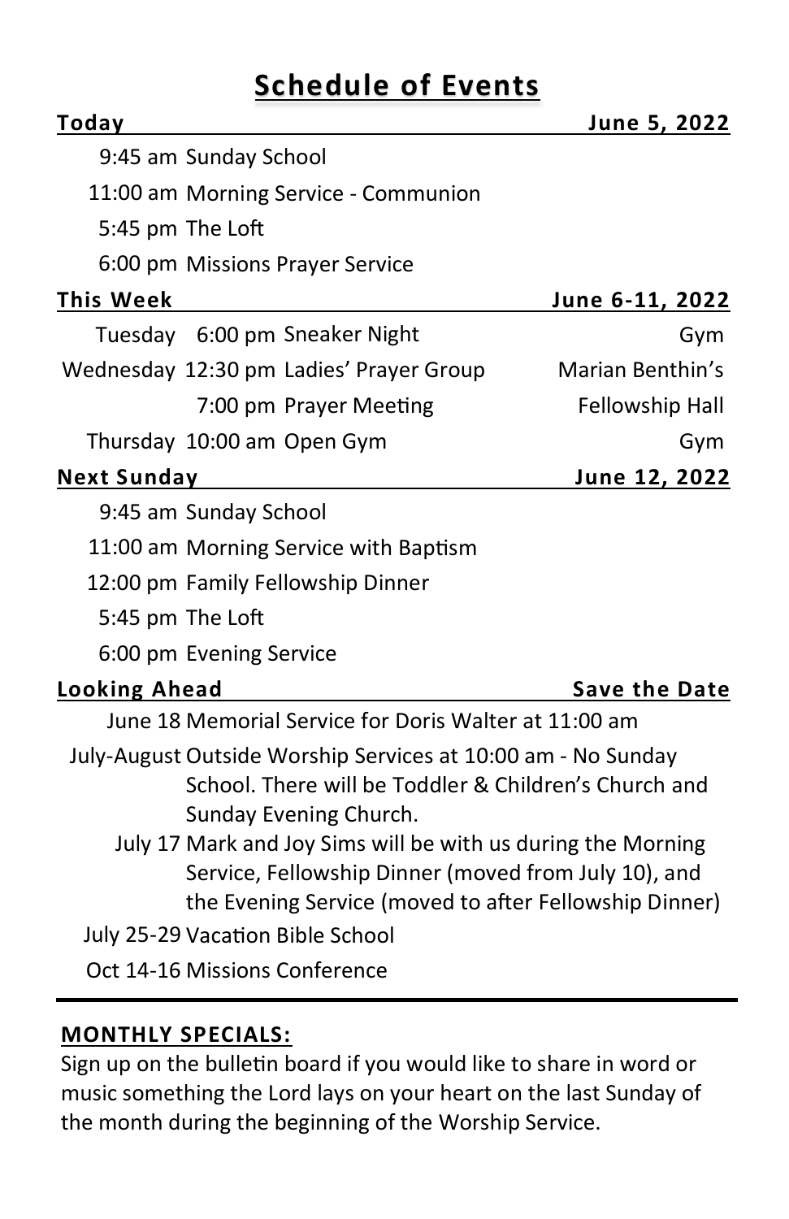# Schedule of Events

| **Today** | | | **June 5, 2022** |
|---|---|---|---|
| 9:45 am | Sunday School | | |
| 11:00 am | Morning Service - Communion | | |
| 5:45 pm | The Loft | | |
| 6:00 pm | Missions Prayer Service | | |

| **This Week** | | | **June 6-11, 2022** |
|---|---|---|---|
| Tuesday | 6:00 pm | Sneaker Night | Gym |
| Wednesday | 12:30 pm | Ladies' Prayer Group | Marian Benthin's |
| | 7:00 pm | Prayer Meeting | Fellowship Hall |
| Thursday | 10:00 am | Open Gym | Gym |

| **Next Sunday** | | | **June 12, 2022** |
|---|---|---|---|
| 9:45 am | Sunday School | | |
| 11:00 am | Morning Service with Baptism | | |
| 12:00 pm | Family Fellowship Dinner | | |
| 5:45 pm | The Loft | | |
| 6:00 pm | Evening Service | | |

| **Looking Ahead** | **Save the Date** |
|---|---|
| June 18 | Memorial Service for Doris Walter at 11:00 am |
| July-August | Outside Worship Services at 10:00 am - No Sunday School. There will be Toddler & Children's Church and Sunday Evening Church. |
| July 17 | Mark and Joy Sims will be with us during the Morning Service, Fellowship Dinner (moved from July 10), and the Evening Service (moved to after Fellowship Dinner) |
| July 25-29 | Vacation Bible School |
| Oct 14-16 | Missions Conference |

---

**MONTHLY SPECIALS:**

Sign up on the bulletin board if you would like to share in word or music something the Lord lays on your heart on the last Sunday of the month during the beginning of the Worship Service.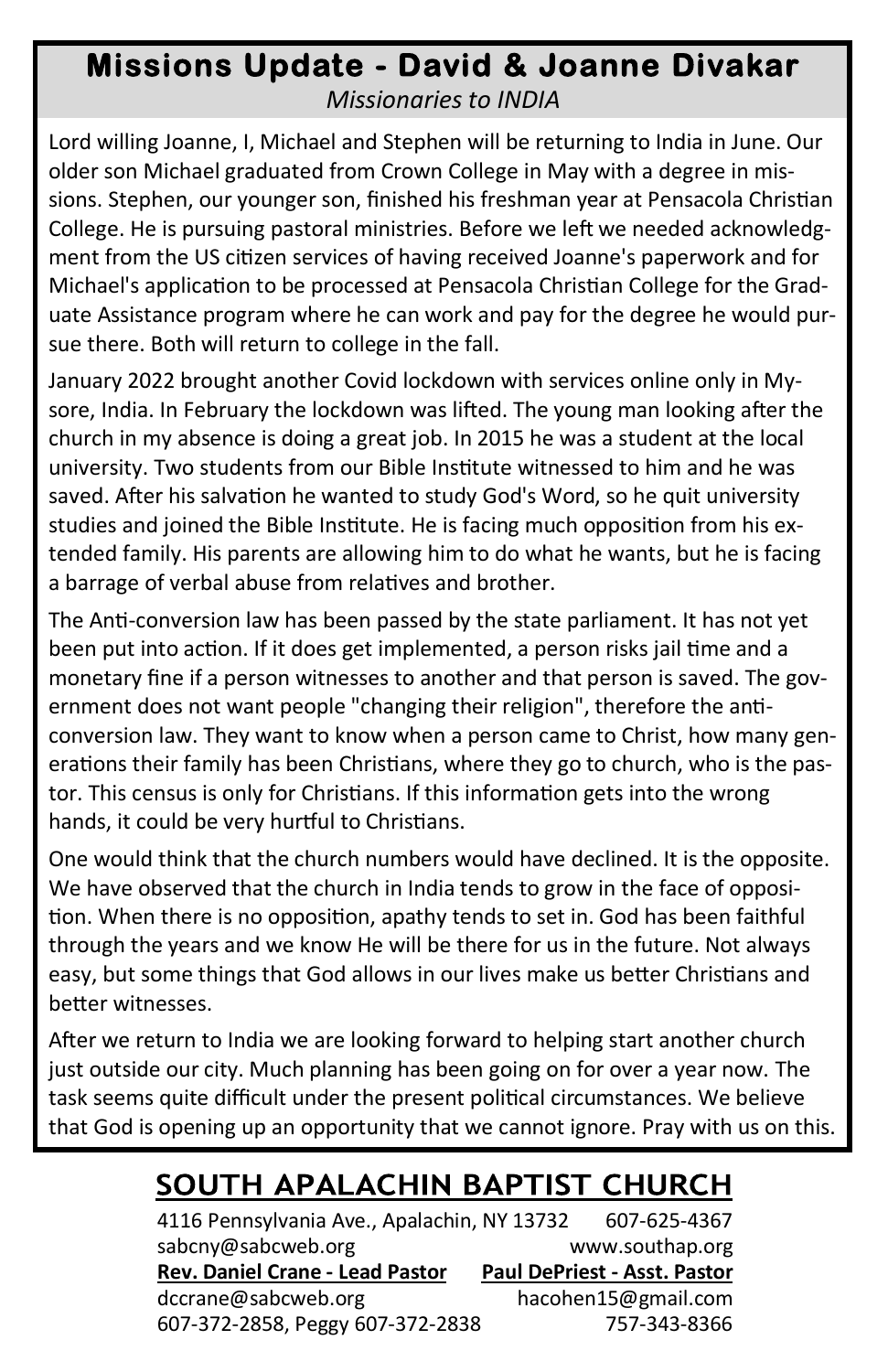# Missions Update - David & Joanne Divakar

*Missionaries to INDIA*

Lord willing Joanne, I, Michael and Stephen will be returning to India in June. Our older son Michael graduated from Crown College in May with a degree in missions. Stephen, our younger son, finished his freshman year at Pensacola Christian College. He is pursuing pastoral ministries. Before we left we needed acknowledgment from the US citizen services of having received Joanne's paperwork and for Michael's application to be processed at Pensacola Christian College for the Graduate Assistance program where he can work and pay for the degree he would pursue there. Both will return to college in the fall.

January 2022 brought another Covid lockdown with services online only in Mysore, India. In February the lockdown was lifted. The young man looking after the church in my absence is doing a great job. In 2015 he was a student at the local university. Two students from our Bible Institute witnessed to him and he was saved. After his salvation he wanted to study God's Word, so he quit university studies and joined the Bible Institute. He is facing much opposition from his extended family. His parents are allowing him to do what he wants, but he is facing a barrage of verbal abuse from relatives and brother.

The Anti-conversion law has been passed by the state parliament. It has not yet been put into action. If it does get implemented, a person risks jail time and a monetary fine if a person witnesses to another and that person is saved. The government does not want people "changing their religion", therefore the anti-conversion law. They want to know when a person came to Christ, how many generations their family has been Christians, where they go to church, who is the pastor. This census is only for Christians. If this information gets into the wrong hands, it could be very hurtful to Christians.

One would think that the church numbers would have declined. It is the opposite. We have observed that the church in India tends to grow in the face of opposition. When there is no opposition, apathy tends to set in. God has been faithful through the years and we know He will be there for us in the future. Not always easy, but some things that God allows in our lives make us better Christians and better witnesses.

After we return to India we are looking forward to helping start another church just outside our city. Much planning has been going on for over a year now. The task seems quite difficult under the present political circumstances. We believe that God is opening up an opportunity that we cannot ignore. Pray with us on this.

## SOUTH APALACHIN BAPTIST CHURCH

4116 Pennsylvania Ave., Apalachin, NY 13732 — 607-625-4367
sabcny@sabcweb.org — www.southap.org

**Rev. Daniel Crane - Lead Pastor**
dccrane@sabcweb.org
607-372-2858, Peggy 607-372-2838

**Paul DePriest - Asst. Pastor**
hacohen15@gmail.com
757-343-8366